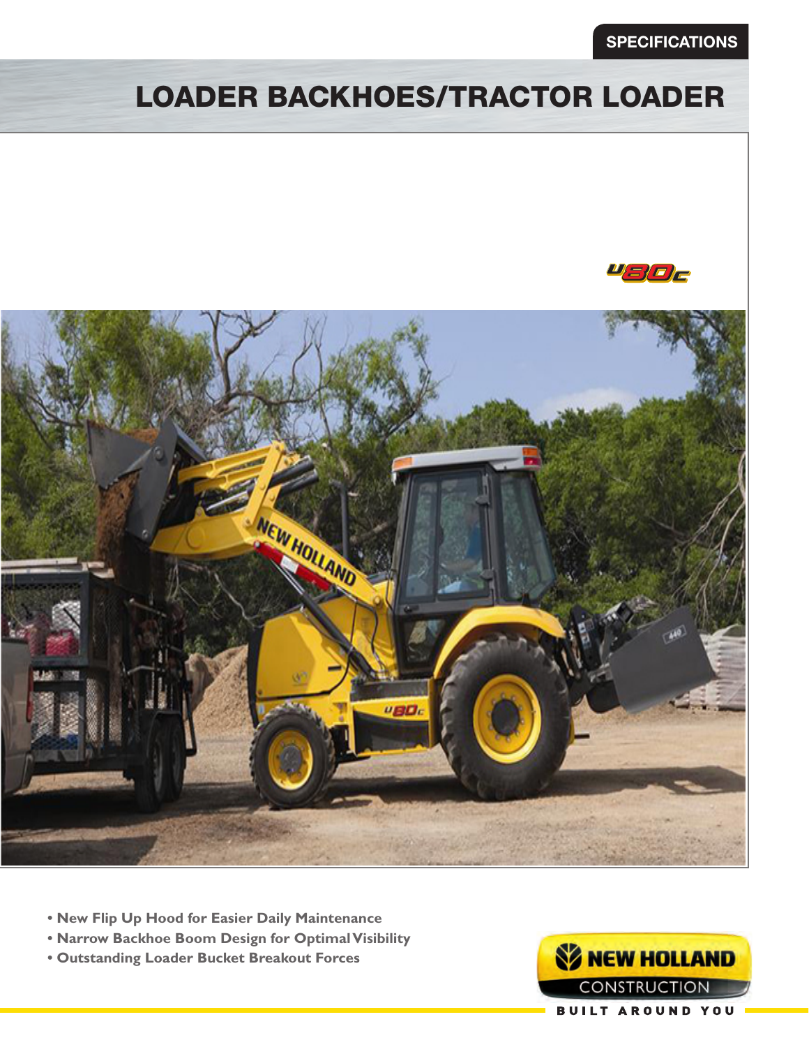SPECIFICATIONS

# LOADER BACKHOES/TRACTOR LOADER

U80C

- New Flip Up Hood for Easier Daily Maintenance
- Narrow Backhoe Boom Design for Optimal Visibility
- Outstanding Loader Bucket Breakout Forces

NEW HOLLAND CONSTRUCTION

BUILT AROUND YOU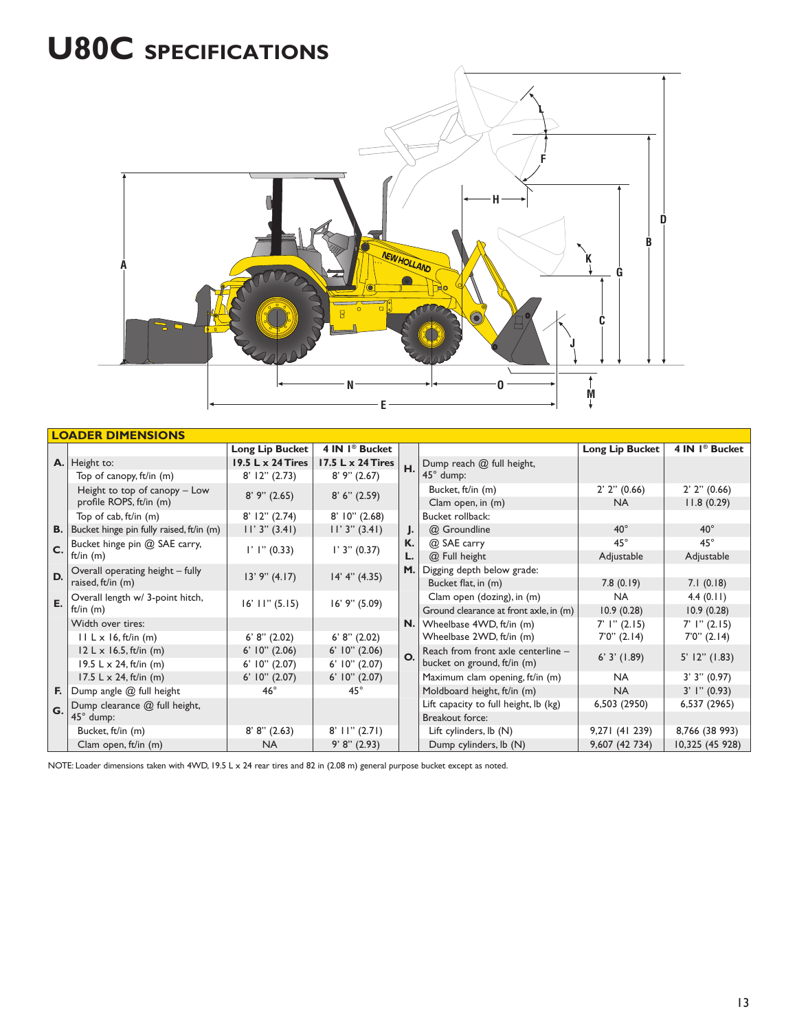# U80C SPECIFICATIONS

## LOADER DIMENSIONS

| | | Long Lip Bucket | 4 IN 1® Bucket | | | Long Lip Bucket | 4 IN 1® Bucket |
|---|---|---|---|---|---|---|---|
| | | **19.5 L x 24 Tires** | **17.5 L x 24 Tires** | | | | |
| **A.** | Height to: | | | **H.** | Dump reach @ full height, 45° dump: | | |
| | Top of canopy, ft/in (m) | 8' 12" (2.73) | 8' 9" (2.67) | | Bucket, ft/in (m) | 2' 2" (0.66) | 2' 2" (0.66) |
| | Height to top of canopy – Low profile ROPS, ft/in (m) | 8' 9" (2.65) | 8' 6" (2.59) | | Clam open, in (m) | NA | 11.8 (0.29) |
| | Top of cab, ft/in (m) | 8' 12" (2.74) | 8' 10" (2.68) | | Bucket rollback: | | |
| **B.** | Bucket hinge pin fully raised, ft/in (m) | 11' 3" (3.41) | 11' 3" (3.41) | **J.** | @ Groundline | 40° | 40° |
| **C.** | Bucket hinge pin @ SAE carry, ft/in (m) | 1' 1" (0.33) | 1' 3" (0.37) | **K.** | @ SAE carry | 45° | 45° |
| | | | | **L.** | @ Full height | Adjustable | Adjustable |
| **D.** | Overall operating height – fully raised, ft/in (m) | 13' 9" (4.17) | 14' 4" (4.35) | **M.** | Digging depth below grade: | | |
| | | | | | Bucket flat, in (m) | 7.8 (0.19) | 7.1 (0.18) |
| **E.** | Overall length w/ 3-point hitch, ft/in (m) | 16' 11" (5.15) | 16' 9" (5.09) | | Clam open (dozing), in (m) | NA | 4.4 (0.11) |
| | | | | | Ground clearance at front axle, in (m) | 10.9 (0.28) | 10.9 (0.28) |
| | Width over tires: | | | **N.** | Wheelbase 4WD, ft/in (m) | 7' 1" (2.15) | 7' 1" (2.15) |
| | 11 L x 16, ft/in (m) | 6' 8" (2.02) | 6' 8" (2.02) | | Wheelbase 2WD, ft/in (m) | 7'0" (2.14) | 7'0" (2.14) |
| | 12 L x 16.5, ft/in (m) | 6' 10" (2.06) | 6' 10" (2.06) | **O.** | Reach from front axle centerline – bucket on ground, ft/in (m) | 6' 3' (1.89) | 5' 12" (1.83) |
| | 19.5 L x 24, ft/in (m) | 6' 10" (2.07) | 6' 10" (2.07) | | | | |
| | 17.5 L x 24, ft/in (m) | 6' 10" (2.07) | 6' 10" (2.07) | | Maximum clam opening, ft/in (m) | NA | 3' 3" (0.97) |
| **F.** | Dump angle @ full height | 46° | 45° | | Moldboard height, ft/in (m) | NA | 3' 1" (0.93) |
| **G.** | Dump clearance @ full height, 45° dump: | | | | Lift capacity to full height, lb (kg) | 6,503 (2950) | 6,537 (2965) |
| | | | | | Breakout force: | | |
| | Bucket, ft/in (m) | 8' 8" (2.63) | 8' 11" (2.71) | | Lift cylinders, lb (N) | 9,271 (41 239) | 8,766 (38 993) |
| | Clam open, ft/in (m) | NA | 9' 8" (2.93) | | Dump cylinders, lb (N) | 9,607 (42 734) | 10,325 (45 928) |

NOTE: Loader dimensions taken with 4WD, 19.5 L x 24 rear tires and 82 in (2.08 m) general purpose bucket except as noted.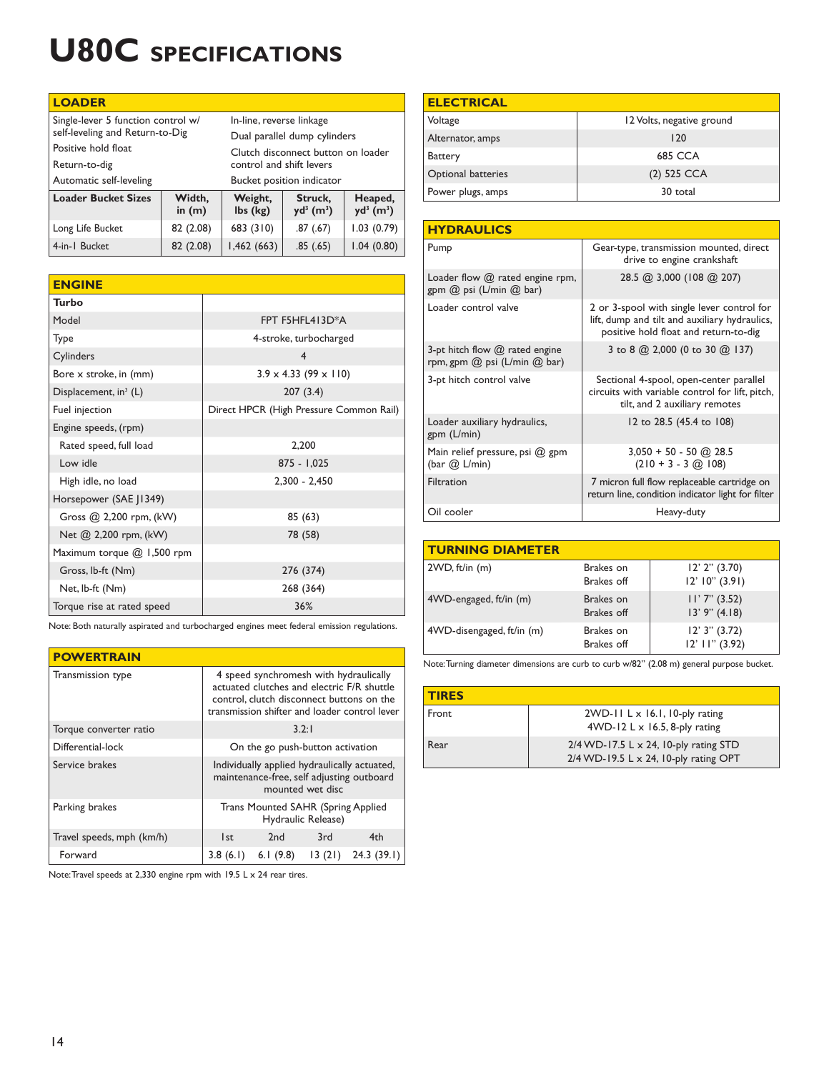# U80C SPECIFICATIONS

## LOADER

| | |
|---|---|
| Single-lever 5 function control w/ self-leveling and Return-to-Dig | In-line, reverse linkage |
| Positive hold float | Dual parallel dump cylinders |
| Return-to-dig | Clutch disconnect button on loader control and shift levers |
| Automatic self-leveling | Bucket position indicator |

| Loader Bucket Sizes | Width, in (m) | Weight, lbs (kg) | Struck, yd³ (m³) | Heaped, yd³ (m³) |
|---|---|---|---|---|
| Long Life Bucket | 82 (2.08) | 683 (310) | .87 (.67) | 1.03 (0.79) |
| 4-in-1 Bucket | 82 (2.08) | 1,462 (663) | .85 (.65) | 1.04 (0.80) |

## ENGINE

| **Turbo** | |
|---|---|
| Model | FPT F5HFL413D*A |
| Type | 4-stroke, turbocharged |
| Cylinders | 4 |
| Bore x stroke, in (mm) | 3.9 x 4.33 (99 x 110) |
| Displacement, in³ (L) | 207 (3.4) |
| Fuel injection | Direct HPCR (High Pressure Common Rail) |
| Engine speeds, (rpm) | |
| Rated speed, full load | 2,200 |
| Low idle | 875 - 1,025 |
| High idle, no load | 2,300 - 2,450 |
| Horsepower (SAE J1349) | |
| Gross @ 2,200 rpm, (kW) | 85 (63) |
| Net @ 2,200 rpm, (kW) | 78 (58) |
| Maximum torque @ 1,500 rpm | |
| Gross, lb-ft (Nm) | 276 (374) |
| Net, lb-ft (Nm) | 268 (364) |
| Torque rise at rated speed | 36% |

Note: Both naturally aspirated and turbocharged engines meet federal emission regulations.

## POWERTRAIN

| | | | | |
|---|---|---|---|---|
| Transmission type | 4 speed synchromesh with hydraulically actuated clutches and electric F/R shuttle control, clutch disconnect buttons on the transmission shifter and loader control lever | | | |
| Torque converter ratio | 3.2:1 | | | |
| Differential-lock | On the go push-button activation | | | |
| Service brakes | Individually applied hydraulically actuated, maintenance-free, self adjusting outboard mounted wet disc | | | |
| Parking brakes | Trans Mounted SAHR (Spring Applied Hydraulic Release) | | | |
| Travel speeds, mph (km/h) | 1st | 2nd | 3rd | 4th |
| Forward | 3.8 (6.1) | 6.1 (9.8) | 13 (21) | 24.3 (39.1) |

Note: Travel speeds at 2,330 engine rpm with 19.5 L x 24 rear tires.

## ELECTRICAL

| | |
|---|---|
| Voltage | 12 Volts, negative ground |
| Alternator, amps | 120 |
| Battery | 685 CCA |
| Optional batteries | (2) 525 CCA |
| Power plugs, amps | 30 total |

## HYDRAULICS

| | |
|---|---|
| Pump | Gear-type, transmission mounted, direct drive to engine crankshaft |
| Loader flow @ rated engine rpm, gpm @ psi (L/min @ bar) | 28.5 @ 3,000 (108 @ 207) |
| Loader control valve | 2 or 3-spool with single lever control for lift, dump and tilt and auxiliary hydraulics, positive hold float and return-to-dig |
| 3-pt hitch flow @ rated engine rpm, gpm @ psi (L/min @ bar) | 3 to 8 @ 2,000 (0 to 30 @ 137) |
| 3-pt hitch control valve | Sectional 4-spool, open-center parallel circuits with variable control for lift, pitch, tilt, and 2 auxiliary remotes |
| Loader auxiliary hydraulics, gpm (L/min) | 12 to 28.5 (45.4 to 108) |
| Main relief pressure, psi @ gpm (bar @ L/min) | 3,050 + 50 - 50 @ 28.5 (210 + 3 - 3 @ 108) |
| Filtration | 7 micron full flow replaceable cartridge on return line, condition indicator light for filter |
| Oil cooler | Heavy-duty |

## TURNING DIAMETER

| | | |
|---|---|---|
| 2WD, ft/in (m) | Brakes on | 12' 2" (3.70) |
| | Brakes off | 12' 10" (3.91) |
| 4WD-engaged, ft/in (m) | Brakes on | 11' 7" (3.52) |
| | Brakes off | 13' 9" (4.18) |
| 4WD-disengaged, ft/in (m) | Brakes on | 12' 3" (3.72) |
| | Brakes off | 12' 11" (3.92) |

Note: Turning diameter dimensions are curb to curb w/82" (2.08 m) general purpose bucket.

## TIRES

| | |
|---|---|
| Front | 2WD-11 L x 16.1, 10-ply rating<br>4WD-12 L x 16.5, 8-ply rating |
| Rear | 2/4 WD-17.5 L x 24, 10-ply rating STD<br>2/4 WD-19.5 L x 24, 10-ply rating OPT |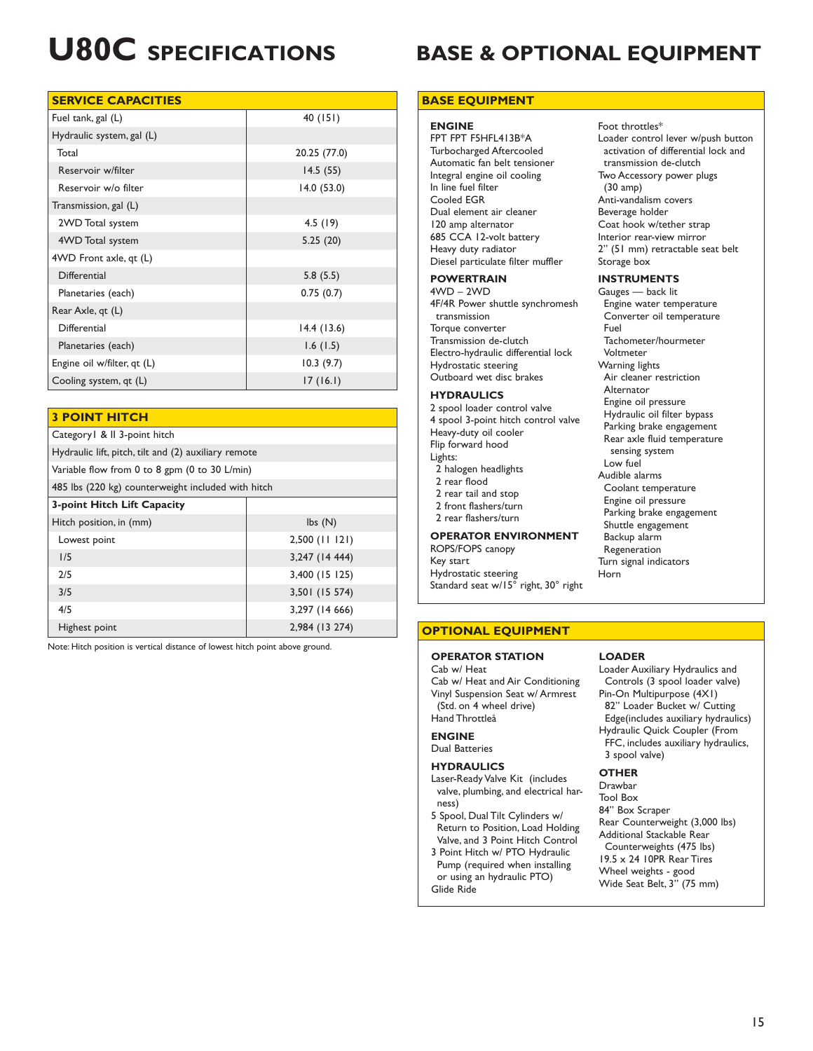# U80C SPECIFICATIONS

| SERVICE CAPACITIES | |
|---|---|
| Fuel tank, gal (L) | 40 (151) |
| Hydraulic system, gal (L) | |
| Total | 20.25 (77.0) |
| Reservoir w/filter | 14.5 (55) |
| Reservoir w/o filter | 14.0 (53.0) |
| Transmission, gal (L) | |
| 2WD Total system | 4.5 (19) |
| 4WD Total system | 5.25 (20) |
| 4WD Front axle, qt (L) | |
| Differential | 5.8 (5.5) |
| Planetaries (each) | 0.75 (0.7) |
| Rear Axle, qt (L) | |
| Differential | 14.4 (13.6) |
| Planetaries (each) | 1.6 (1.5) |
| Engine oil w/filter, qt (L) | 10.3 (9.7) |
| Cooling system, qt (L) | 17 (16.1) |

| 3 POINT HITCH | |
|---|---|
| Category I & II 3-point hitch | |
| Hydraulic lift, pitch, tilt and (2) auxiliary remote | |
| Variable flow from 0 to 8 gpm (0 to 30 L/min) | |
| 485 lbs (220 kg) counterweight included with hitch | |
| **3-point Hitch Lift Capacity** | |
| Hitch position, in (mm) | lbs (N) |
| Lowest point | 2,500 (11 121) |
| 1/5 | 3,247 (14 444) |
| 2/5 | 3,400 (15 125) |
| 3/5 | 3,501 (15 574) |
| 4/5 | 3,297 (14 666) |
| Highest point | 2,984 (13 274) |

Note: Hitch position is vertical distance of lowest hitch point above ground.

# BASE & OPTIONAL EQUIPMENT

## BASE EQUIPMENT

### ENGINE
- FPT FPT F5HFL413B*A
- Turbocharged Aftercooled
- Automatic fan belt tensioner
- Integral engine oil cooling
- In line fuel filter
- Cooled EGR
- Dual element air cleaner
- 120 amp alternator
- 685 CCA 12-volt battery
- Heavy duty radiator
- Diesel particulate filter muffler

### POWERTRAIN
- 4WD – 2WD
- 4F/4R Power shuttle synchromesh transmission
- Torque converter
- Transmission de-clutch
- Electro-hydraulic differential lock
- Hydrostatic steering
- Outboard wet disc brakes

### HYDRAULICS
- 2 spool loader control valve
- 4 spool 3-point hitch control valve
- Heavy-duty oil cooler
- Flip forward hood
- Lights:
  - 2 halogen headlights
  - 2 rear flood
  - 2 rear tail and stop
  - 2 front flashers/turn
  - 2 rear flashers/turn

### OPERATOR ENVIRONMENT
- ROPS/FOPS canopy
- Key start
- Hydrostatic steering
- Standard seat w/15° right, 30° right
- Foot throttles*
- Loader control lever w/push button activation of differential lock and transmission de-clutch
- Two Accessory power plugs (30 amp)
- Anti-vandalism covers
- Beverage holder
- Coat hook w/tether strap
- Interior rear-view mirror
- 2" (51 mm) retractable seat belt
- Storage box

### INSTRUMENTS
- Gauges — back lit
  - Engine water temperature
  - Converter oil temperature
  - Fuel
  - Tachometer/hourmeter
  - Voltmeter
- Warning lights
  - Air cleaner restriction
  - Alternator
  - Engine oil pressure
  - Hydraulic oil filter bypass
  - Parking brake engagement
  - Rear axle fluid temperature sensing system
  - Low fuel
- Audible alarms
  - Coolant temperature
  - Engine oil pressure
  - Parking brake engagement
  - Shuttle engagement
  - Backup alarm
  - Regeneration
- Turn signal indicators
- Horn

## OPTIONAL EQUIPMENT

### OPERATOR STATION
- Cab w/ Heat
- Cab w/ Heat and Air Conditioning
- Vinyl Suspension Seat w/ Armrest (Std. on 4 wheel drive)
- Hand Throttleå

### ENGINE
- Dual Batteries

### HYDRAULICS
- Laser-Ready Valve Kit (includes valve, plumbing, and electrical harness)
- 5 Spool, Dual Tilt Cylinders w/ Return to Position, Load Holding Valve, and 3 Point Hitch Control
- 3 Point Hitch w/ PTO Hydraulic Pump (required when installing or using an hydraulic PTO)
- Glide Ride

### LOADER
- Loader Auxiliary Hydraulics and Controls (3 spool loader valve)
- Pin-On Multipurpose (4X1) 82" Loader Bucket w/ Cutting Edge(includes auxiliary hydraulics)
- Hydraulic Quick Coupler (From FFC, includes auxiliary hydraulics, 3 spool valve)

### OTHER
- Drawbar
- Tool Box
- 84" Box Scraper
- Rear Counterweight (3,000 lbs)
- Additional Stackable Rear Counterweights (475 lbs)
- 19.5 x 24 10PR Rear Tires
- Wheel weights - good
- Wide Seat Belt, 3" (75 mm)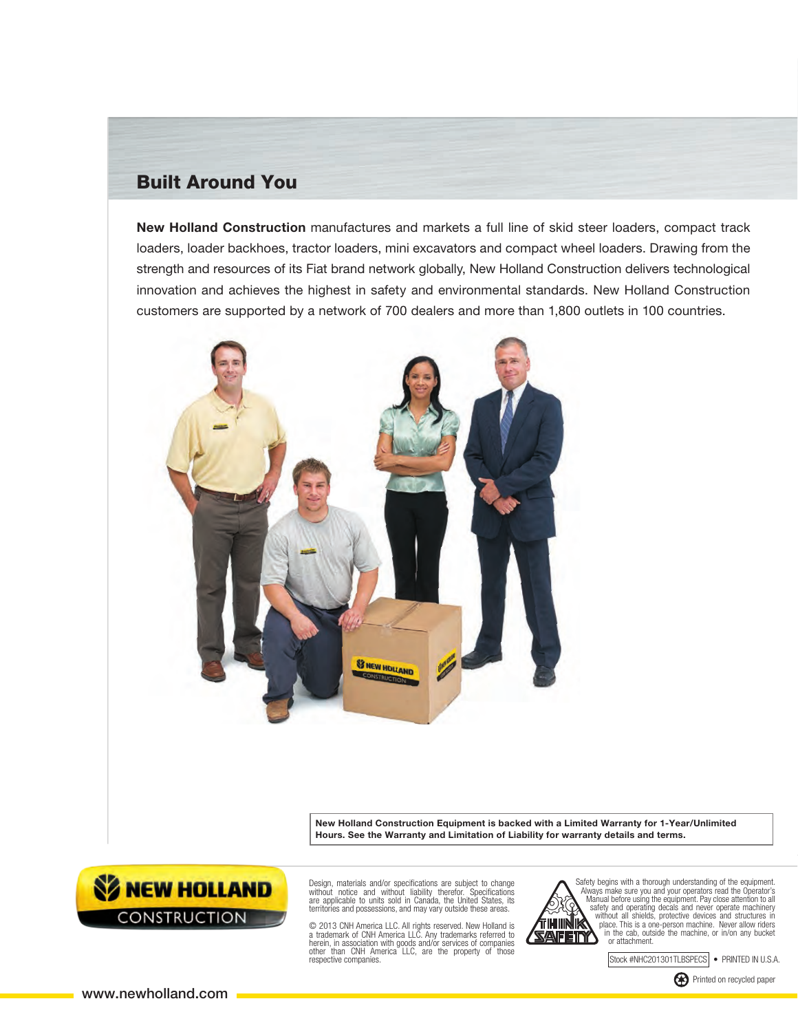## Built Around You

**New Holland Construction** manufactures and markets a full line of skid steer loaders, compact track loaders, loader backhoes, tractor loaders, mini excavators and compact wheel loaders. Drawing from the strength and resources of its Fiat brand network globally, New Holland Construction delivers technological innovation and achieves the highest in safety and environmental standards. New Holland Construction customers are supported by a network of 700 dealers and more than 1,800 outlets in 100 countries.

**New Holland Construction Equipment is backed with a Limited Warranty for 1-Year/Unlimited Hours. See the Warranty and Limitation of Liability for warranty details and terms.**

Design, materials and/or specifications are subject to change without notice and without liability therefor. Specifications are applicable to units sold in Canada, the United States, its territories and possessions, and may vary outside these areas.

© 2013 CNH America LLC. All rights reserved. New Holland is a trademark of CNH America LLC. Any trademarks referred to herein, in association with goods and/or services of companies other than CNH America LLC, are the property of those respective companies.

THINK SAFETY

Safety begins with a thorough understanding of the equipment. Always make sure you and your operators read the Operator's Manual before using the equipment. Pay close attention to all safety and operating decals and never operate machinery without all shields, protective devices and structures in place. This is a one-person machine. Never allow riders in the cab, outside the machine, or in/on any bucket or attachment.

Stock #NHC201301TLBSPECS • PRINTED IN U.S.A.

Printed on recycled paper

www.newholland.com